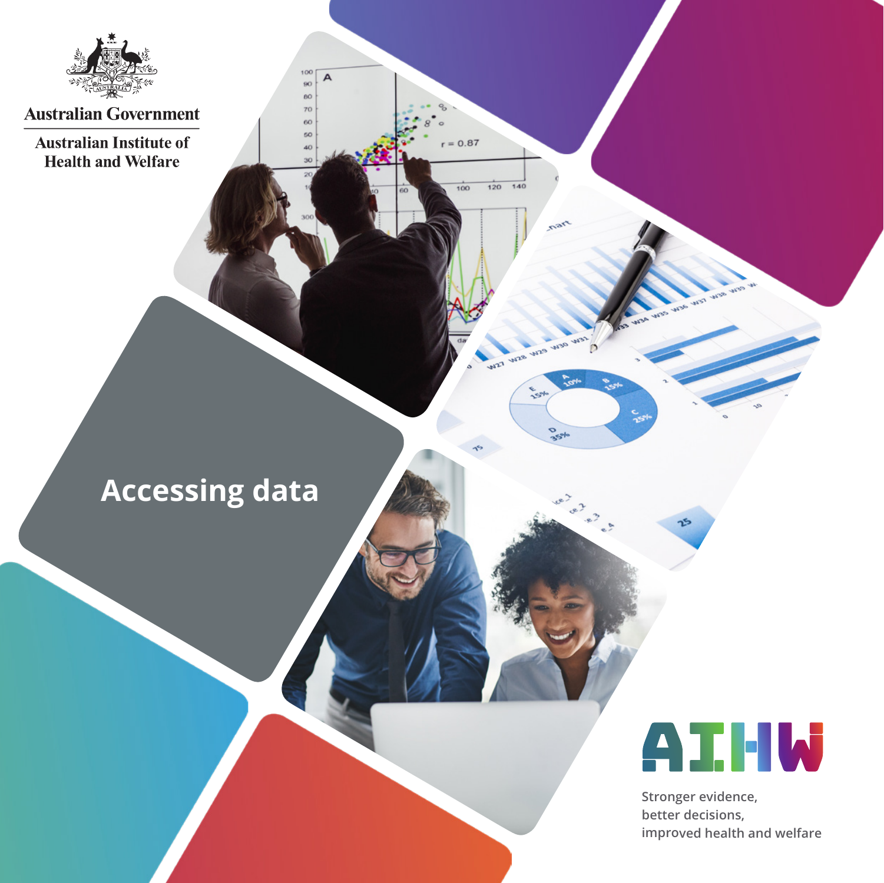Australian Government

Australian Institute of Health and Welfare

# Accessing data

AIHW

Stronger evidence,
better decisions,
improved health and welfare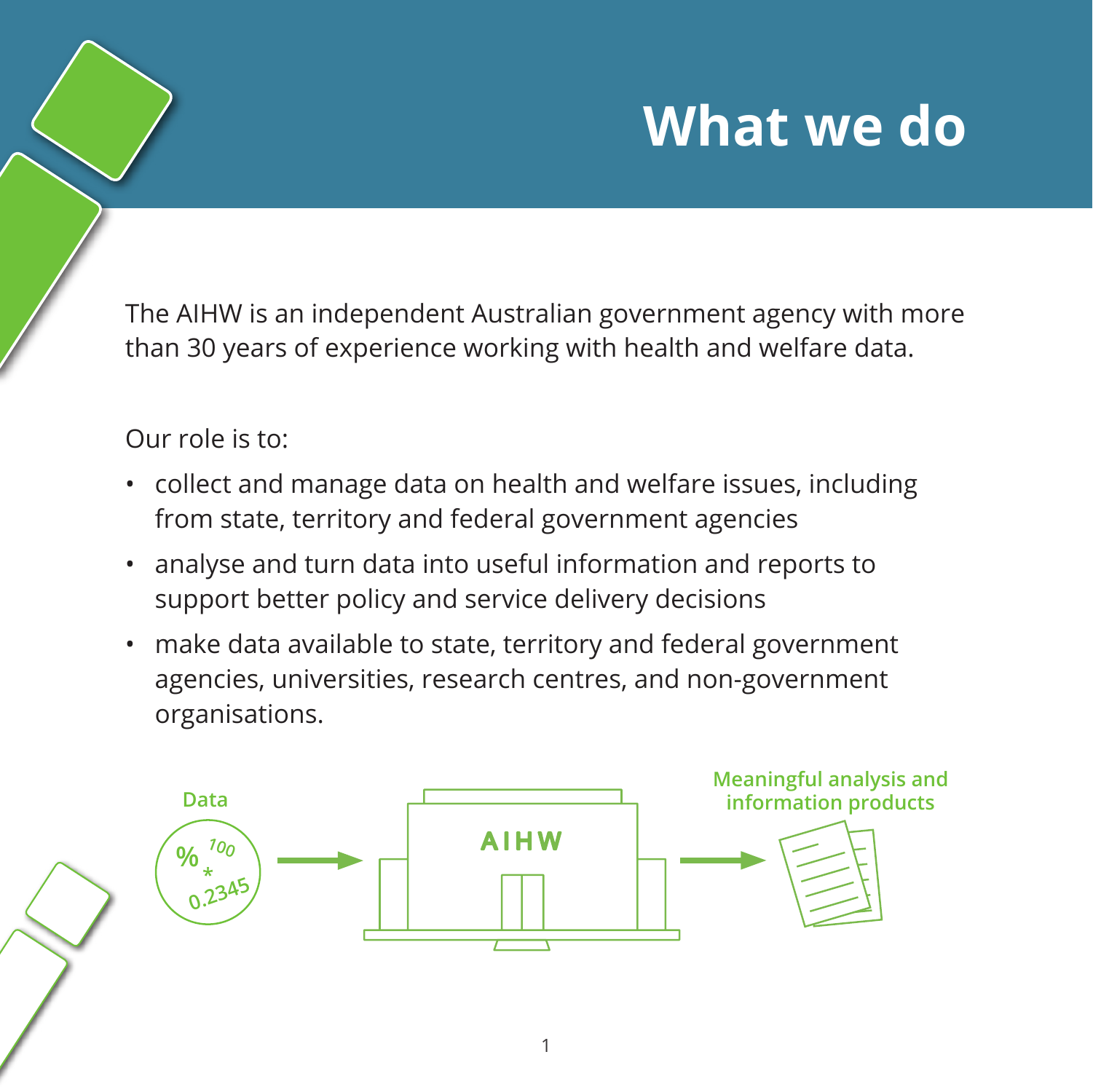# What we do

The AIHW is an independent Australian government agency with more than 30 years of experience working with health and welfare data.

Our role is to:

- collect and manage data on health and welfare issues, including from state, territory and federal government agencies
- analyse and turn data into useful information and reports to support better policy and service delivery decisions
- make data available to state, territory and federal government agencies, universities, research centres, and non-government organisations.

Data → AIHW → Meaningful analysis and information products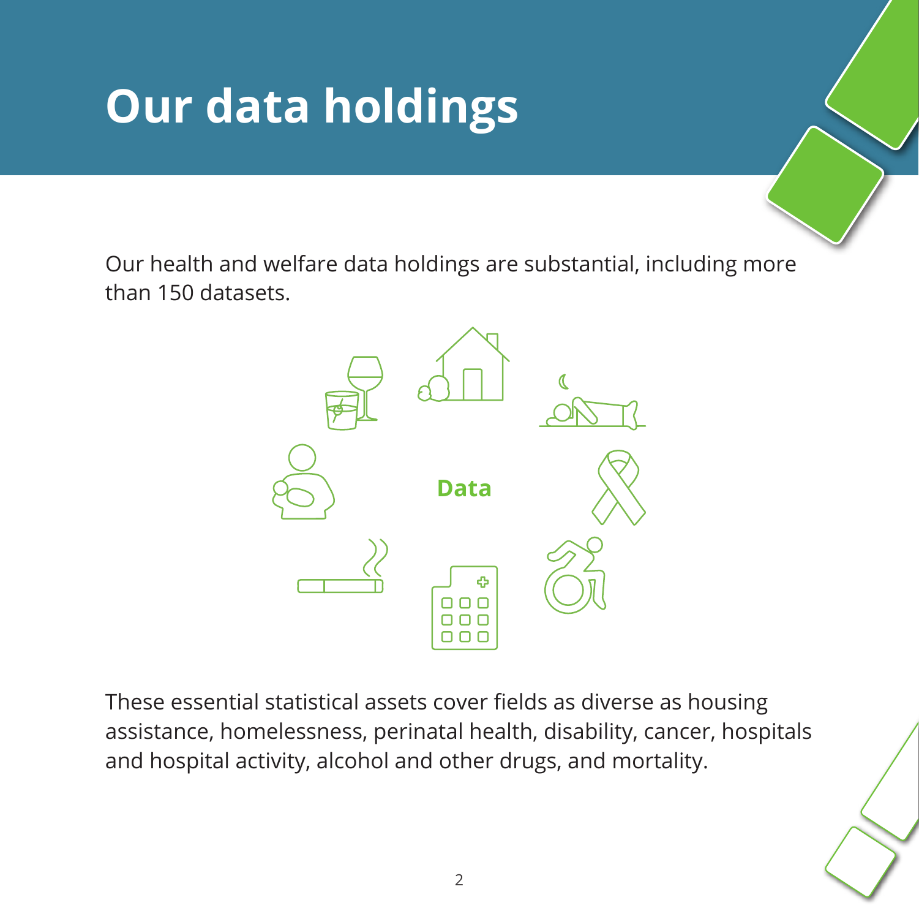# Our data holdings

Our health and welfare data holdings are substantial, including more than 150 datasets.

Data

These essential statistical assets cover fields as diverse as housing assistance, homelessness, perinatal health, disability, cancer, hospitals and hospital activity, alcohol and other drugs, and mortality.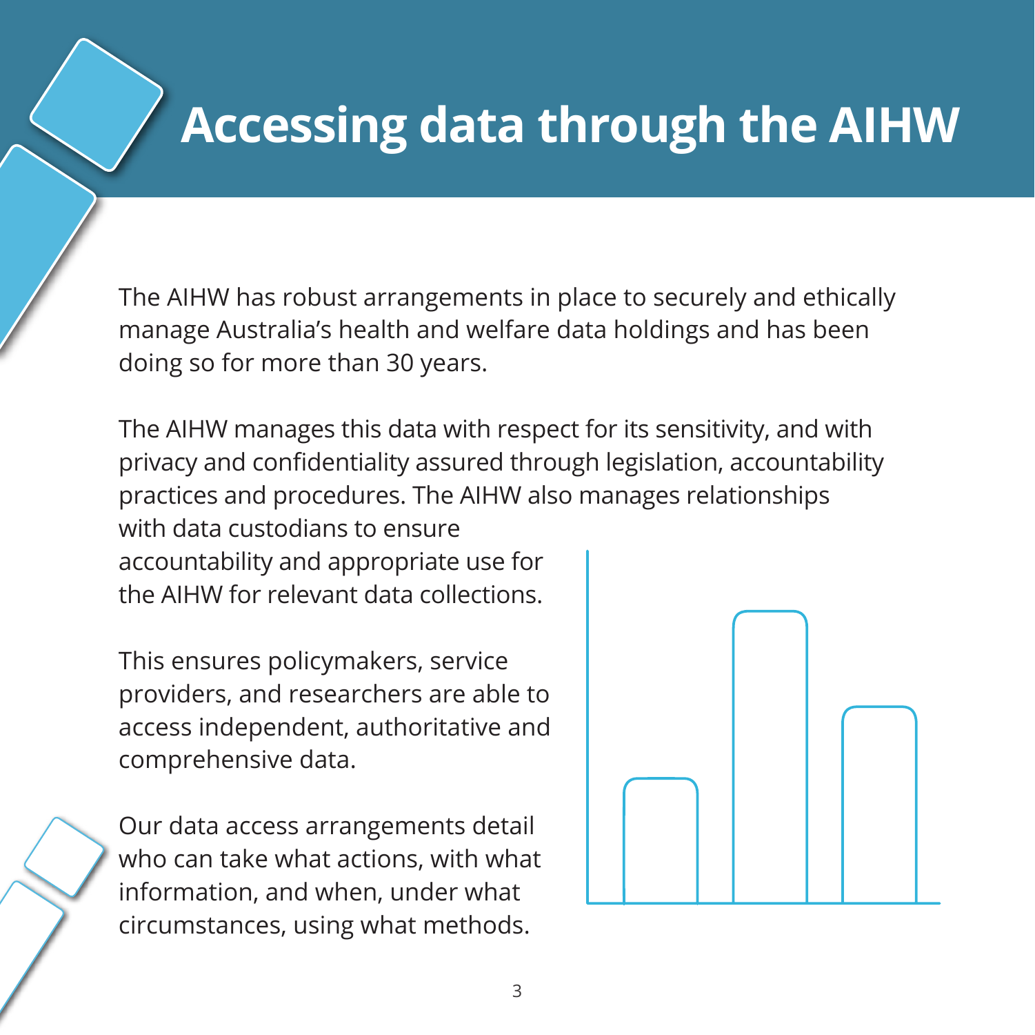# Accessing data through the AIHW

The AIHW has robust arrangements in place to securely and ethically manage Australia's health and welfare data holdings and has been doing so for more than 30 years.

The AIHW manages this data with respect for its sensitivity, and with privacy and confidentiality assured through legislation, accountability practices and procedures. The AIHW also manages relationships with data custodians to ensure accountability and appropriate use for the AIHW for relevant data collections.

This ensures policymakers, service providers, and researchers are able to access independent, authoritative and comprehensive data.

Our data access arrangements detail who can take what actions, with what information, and when, under what circumstances, using what methods.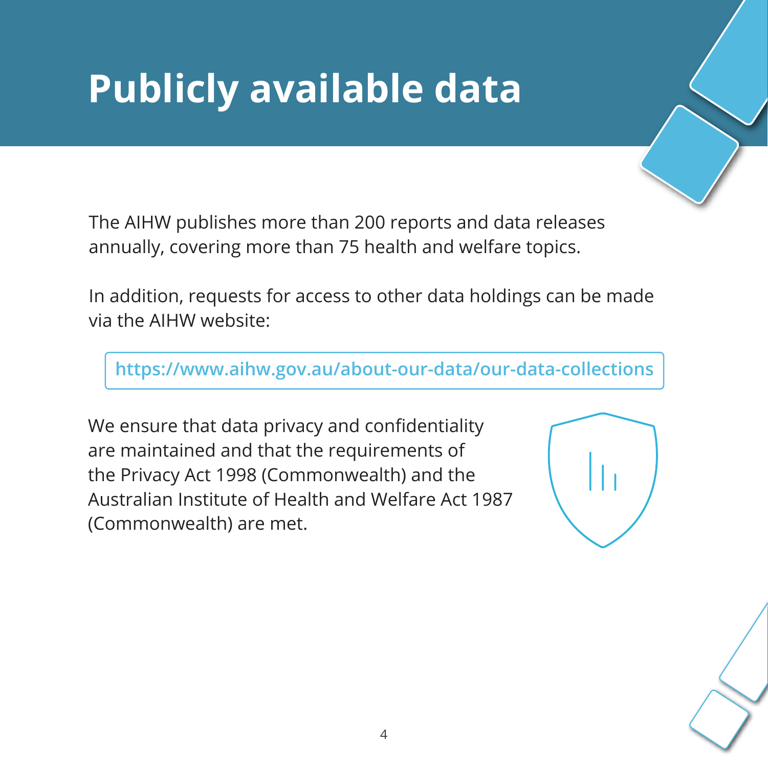# Publicly available data

The AIHW publishes more than 200 reports and data releases annually, covering more than 75 health and welfare topics.

In addition, requests for access to other data holdings can be made via the AIHW website:

**https://www.aihw.gov.au/about-our-data/our-data-collections**

We ensure that data privacy and confidentiality are maintained and that the requirements of the Privacy Act 1998 (Commonwealth) and the Australian Institute of Health and Welfare Act 1987 (Commonwealth) are met.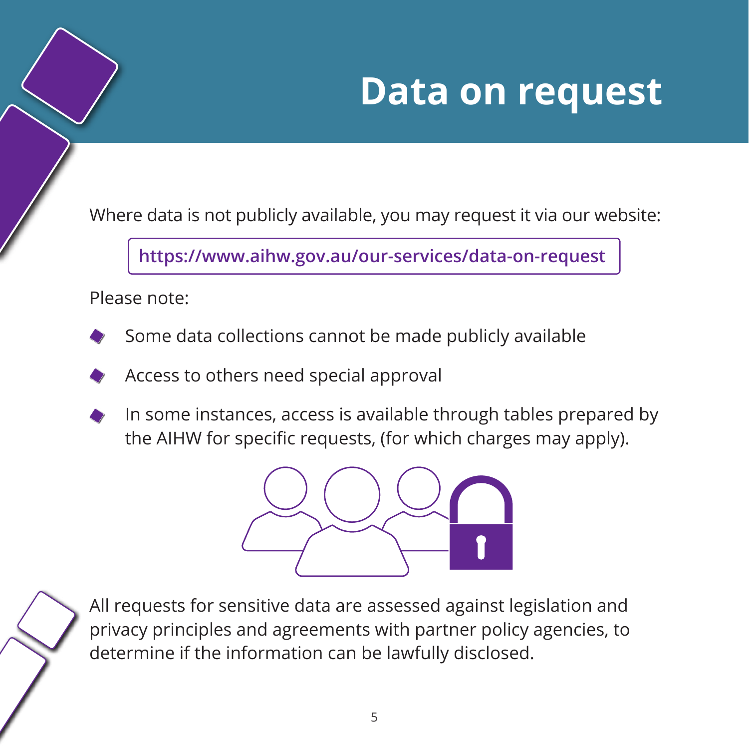# Data on request

Where data is not publicly available, you may request it via our website:

**https://www.aihw.gov.au/our-services/data-on-request**

Please note:

- Some data collections cannot be made publicly available
- Access to others need special approval
- In some instances, access is available through tables prepared by the AIHW for specific requests, (for which charges may apply).

All requests for sensitive data are assessed against legislation and privacy principles and agreements with partner policy agencies, to determine if the information can be lawfully disclosed.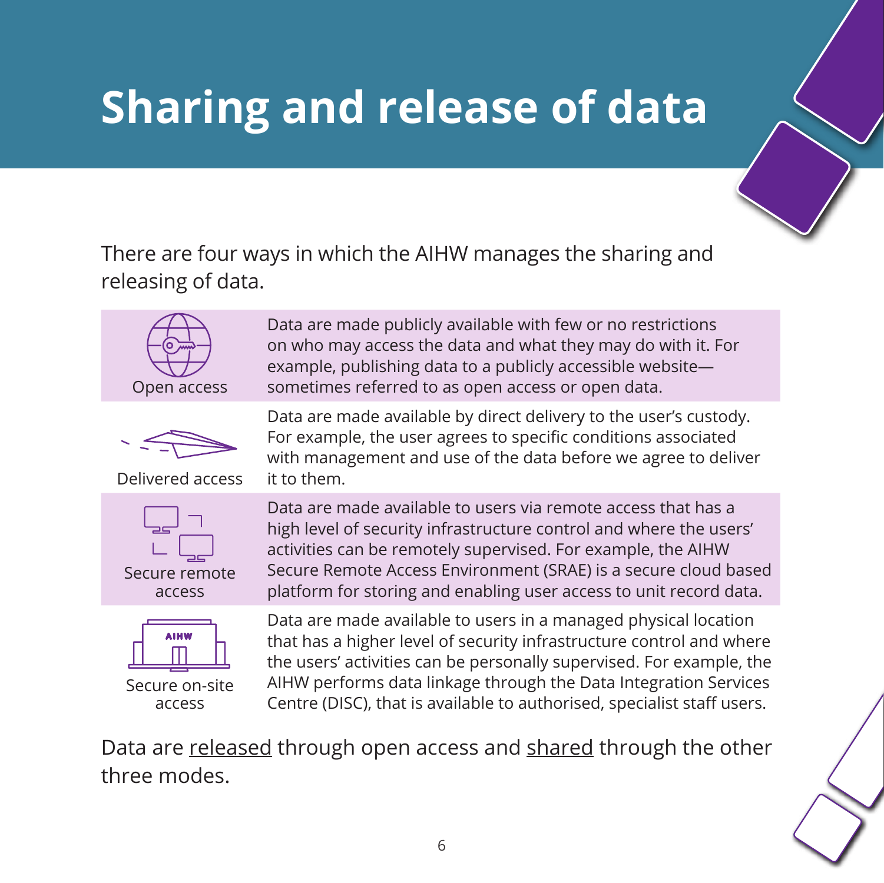# Sharing and release of data

There are four ways in which the AIHW manages the sharing and releasing of data.

| | |
|---|---|
| Open access | Data are made publicly available with few or no restrictions on who may access the data and what they may do with it. For example, publishing data to a publicly accessible website—sometimes referred to as open access or open data. |
| Delivered access | Data are made available by direct delivery to the user's custody. For example, the user agrees to specific conditions associated with management and use of the data before we agree to deliver it to them. |
| Secure remote access | Data are made available to users via remote access that has a high level of security infrastructure control and where the users' activities can be remotely supervised. For example, the AIHW Secure Remote Access Environment (SRAE) is a secure cloud based platform for storing and enabling user access to unit record data. |
| Secure on-site access | Data are made available to users in a managed physical location that has a higher level of security infrastructure control and where the users' activities can be personally supervised. For example, the AIHW performs data linkage through the Data Integration Services Centre (DISC), that is available to authorised, specialist staff users. |

Data are <u>released</u> through open access and <u>shared</u> through the other three modes.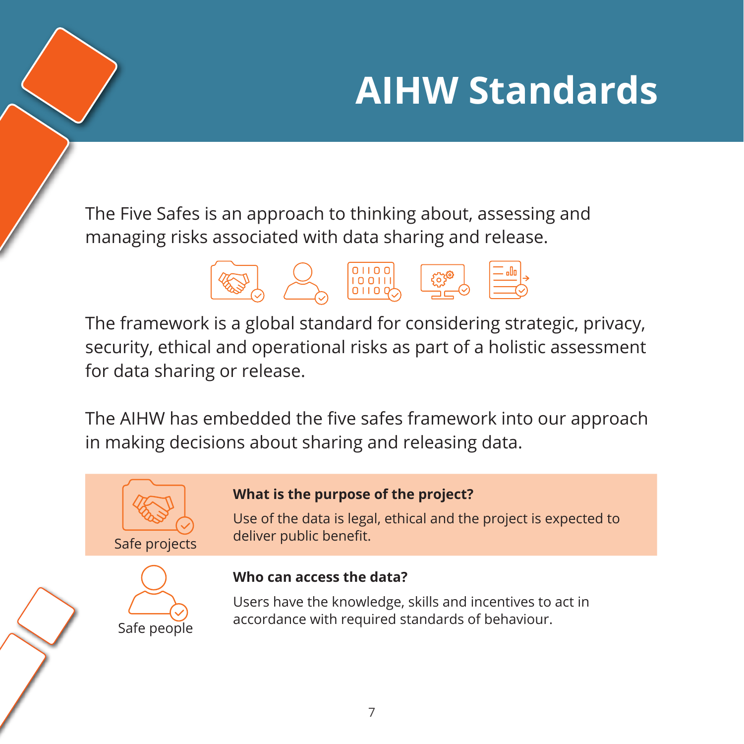# AIHW Standards

The Five Safes is an approach to thinking about, assessing and managing risks associated with data sharing and release.

The framework is a global standard for considering strategic, privacy, security, ethical and operational risks as part of a holistic assessment for data sharing or release.

The AIHW has embedded the five safes framework into our approach in making decisions about sharing and releasing data.

| | |
|---|---|
| Safe projects | **What is the purpose of the project?**<br>Use of the data is legal, ethical and the project is expected to deliver public benefit. |
| Safe people | **Who can access the data?**<br>Users have the knowledge, skills and incentives to act in accordance with required standards of behaviour. |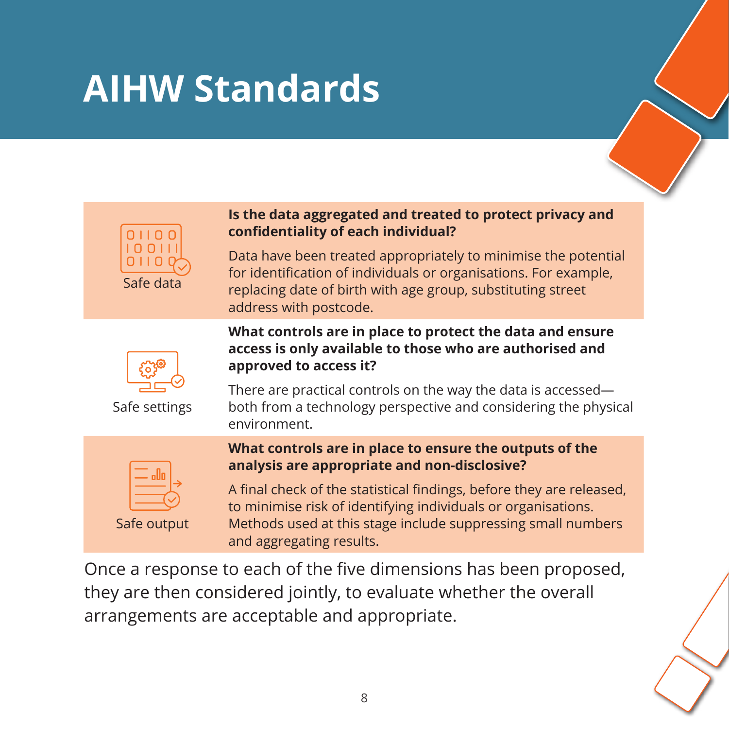# AIHW Standards

| | |
|---|---|
| Safe data | **Is the data aggregated and treated to protect privacy and confidentiality of each individual?**<br><br>Data have been treated appropriately to minimise the potential for identification of individuals or organisations. For example, replacing date of birth with age group, substituting street address with postcode. |
| Safe settings | **What controls are in place to protect the data and ensure access is only available to those who are authorised and approved to access it?**<br><br>There are practical controls on the way the data is accessed—both from a technology perspective and considering the physical environment. |
| Safe output | **What controls are in place to ensure the outputs of the analysis are appropriate and non-disclosive?**<br><br>A final check of the statistical findings, before they are released, to minimise risk of identifying individuals or organisations. Methods used at this stage include suppressing small numbers and aggregating results. |

Once a response to each of the five dimensions has been proposed, they are then considered jointly, to evaluate whether the overall arrangements are acceptable and appropriate.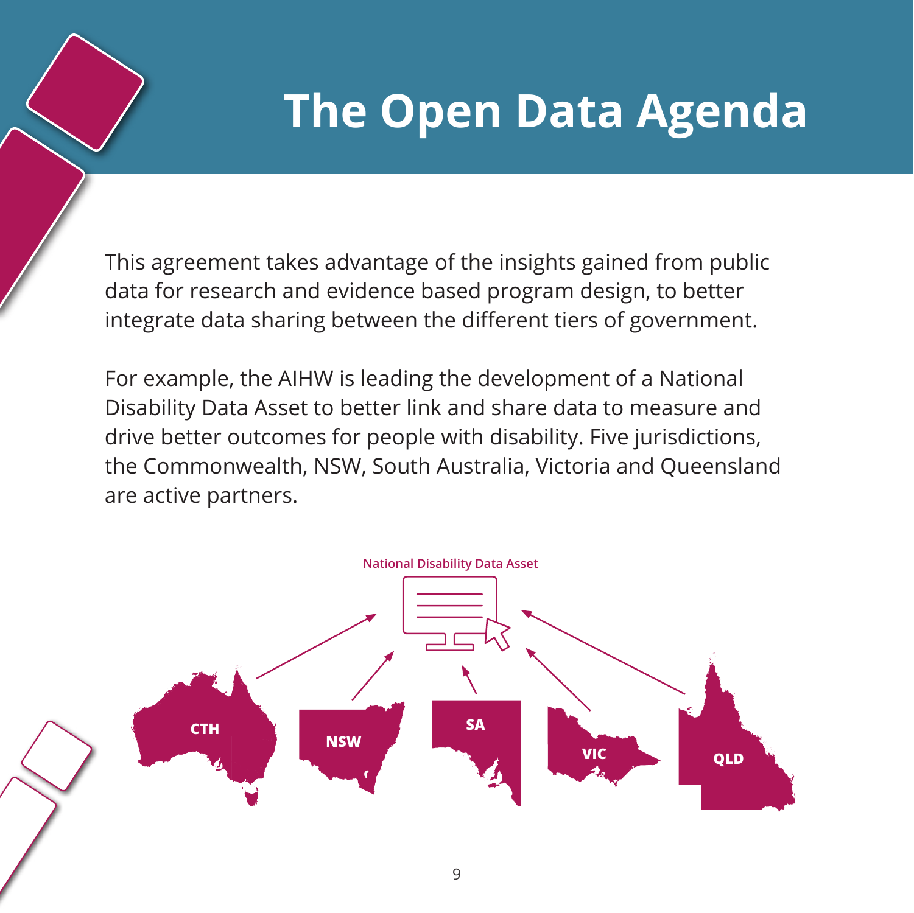# The Open Data Agenda

This agreement takes advantage of the insights gained from public data for research and evidence based program design, to better integrate data sharing between the different tiers of government.

For example, the AIHW is leading the development of a National Disability Data Asset to better link and share data to measure and drive better outcomes for people with disability. Five jurisdictions, the Commonwealth, NSW, South Australia, Victoria and Queensland are active partners.

National Disability Data Asset

CTH NSW SA VIC QLD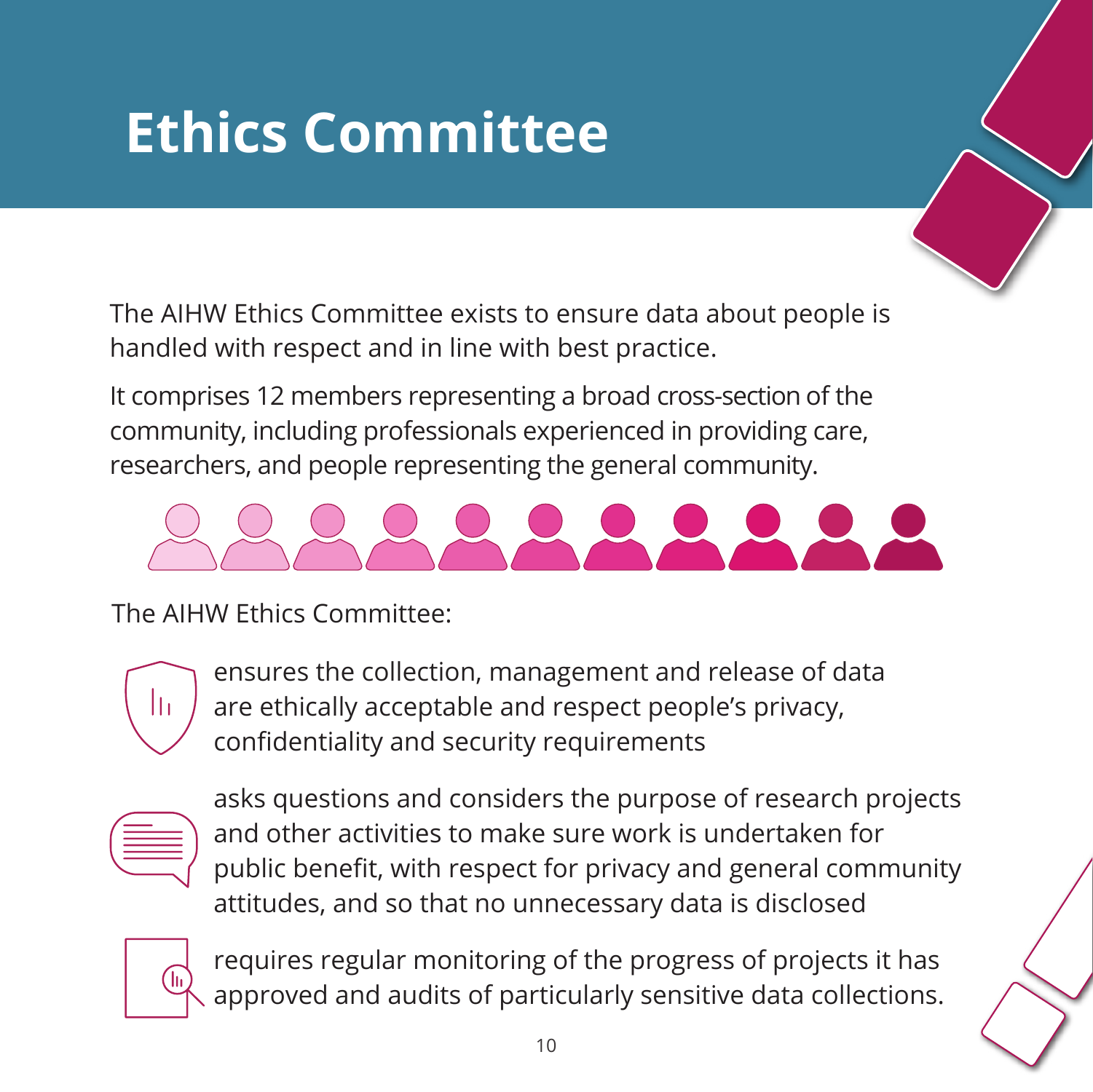# Ethics Committee

The AIHW Ethics Committee exists to ensure data about people is handled with respect and in line with best practice.

It comprises 12 members representing a broad cross-section of the community, including professionals experienced in providing care, researchers, and people representing the general community.

The AIHW Ethics Committee:

- ensures the collection, management and release of data are ethically acceptable and respect people's privacy, confidentiality and security requirements
- asks questions and considers the purpose of research projects and other activities to make sure work is undertaken for public benefit, with respect for privacy and general community attitudes, and so that no unnecessary data is disclosed
- requires regular monitoring of the progress of projects it has approved and audits of particularly sensitive data collections.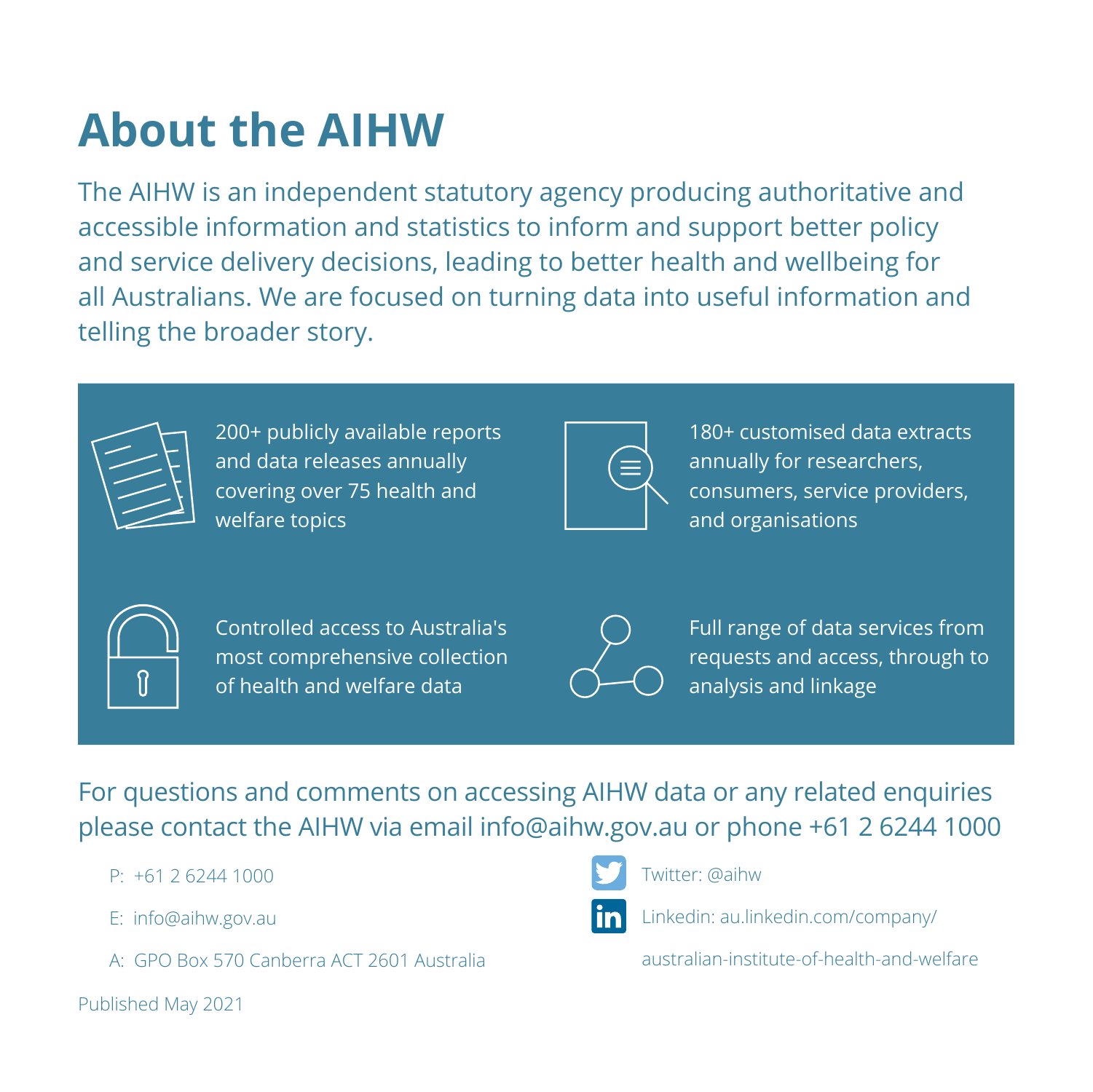# About the AIHW

The AIHW is an independent statutory agency producing authoritative and accessible information and statistics to inform and support better policy and service delivery decisions, leading to better health and wellbeing for all Australians. We are focused on turning data into useful information and telling the broader story.

200+ publicly available reports and data releases annually covering over 75 health and welfare topics

180+ customised data extracts annually for researchers, consumers, service providers, and organisations

Controlled access to Australia's most comprehensive collection of health and welfare data

Full range of data services from requests and access, through to analysis and linkage

For questions and comments on accessing AIHW data or any related enquiries please contact the AIHW via email info@aihw.gov.au or phone +61 2 6244 1000

P: +61 2 6244 1000

E: info@aihw.gov.au

A: GPO Box 570 Canberra ACT 2601 Australia

Twitter: @aihw

Linkedin: au.linkedin.com/company/australian-institute-of-health-and-welfare

Published May 2021